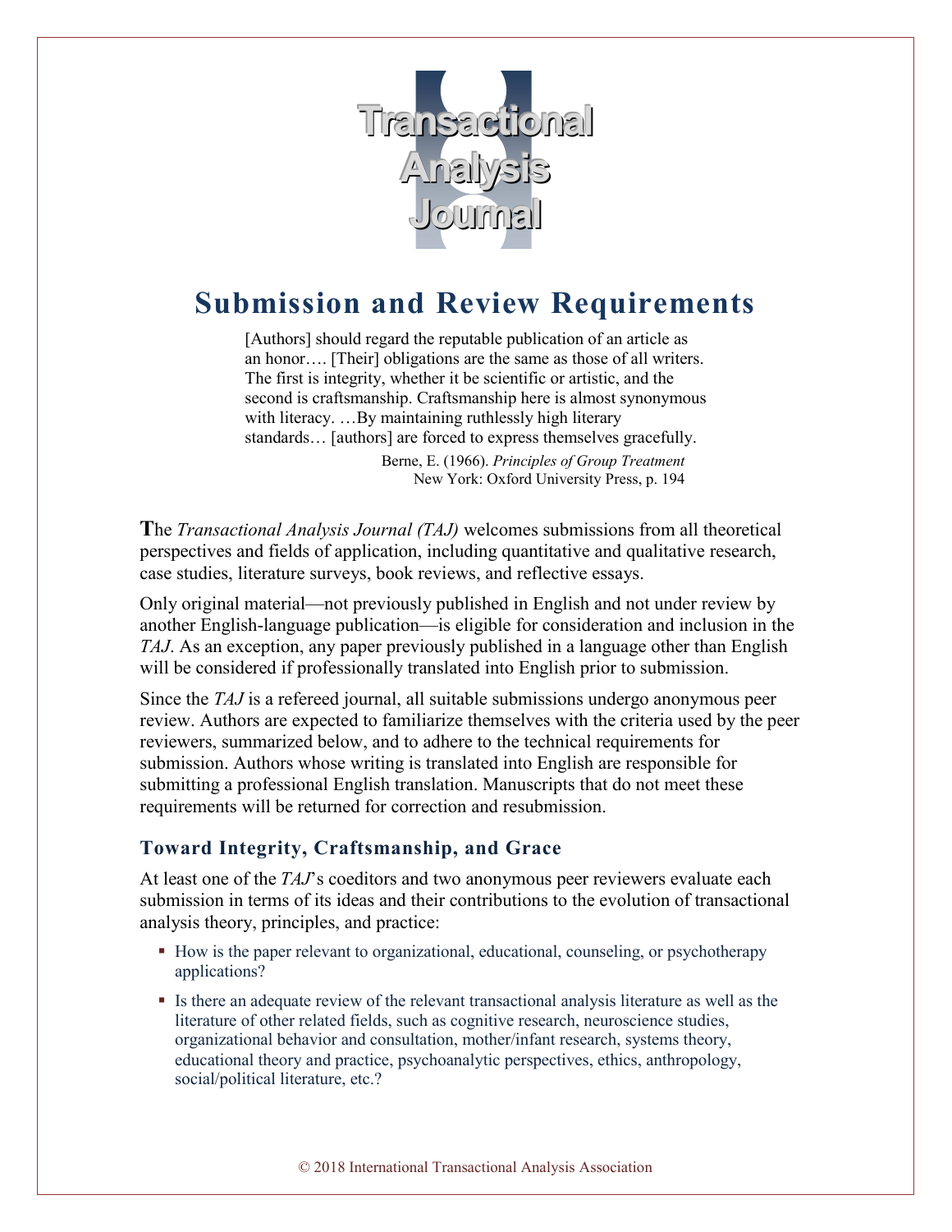# Transactional Analysis Journal

## Submission and Review Requirements

> [Authors] should regard the reputable publication of an article as an honor…. [Their] obligations are the same as those of all writers. The first is integrity, whether it be scientific or artistic, and the second is craftsmanship. Craftsmanship here is almost synonymous with literacy. …By maintaining ruthlessly high literary standards… [authors] are forced to express themselves gracefully.
>
> Berne, E. (1966). *Principles of Group Treatment*
> New York: Oxford University Press, p. 194

**T**he *Transactional Analysis Journal (TAJ)* welcomes submissions from all theoretical perspectives and fields of application, including quantitative and qualitative research, case studies, literature surveys, book reviews, and reflective essays.

Only original material—not previously published in English and not under review by another English-language publication—is eligible for consideration and inclusion in the *TAJ*. As an exception, any paper previously published in a language other than English will be considered if professionally translated into English prior to submission.

Since the *TAJ* is a refereed journal, all suitable submissions undergo anonymous peer review. Authors are expected to familiarize themselves with the criteria used by the peer reviewers, summarized below, and to adhere to the technical requirements for submission. Authors whose writing is translated into English are responsible for submitting a professional English translation. Manuscripts that do not meet these requirements will be returned for correction and resubmission.

### Toward Integrity, Craftsmanship, and Grace

At least one of the *TAJ*'s coeditors and two anonymous peer reviewers evaluate each submission in terms of its ideas and their contributions to the evolution of transactional analysis theory, principles, and practice:

- How is the paper relevant to organizational, educational, counseling, or psychotherapy applications?
- Is there an adequate review of the relevant transactional analysis literature as well as the literature of other related fields, such as cognitive research, neuroscience studies, organizational behavior and consultation, mother/infant research, systems theory, educational theory and practice, psychoanalytic perspectives, ethics, anthropology, social/political literature, etc.?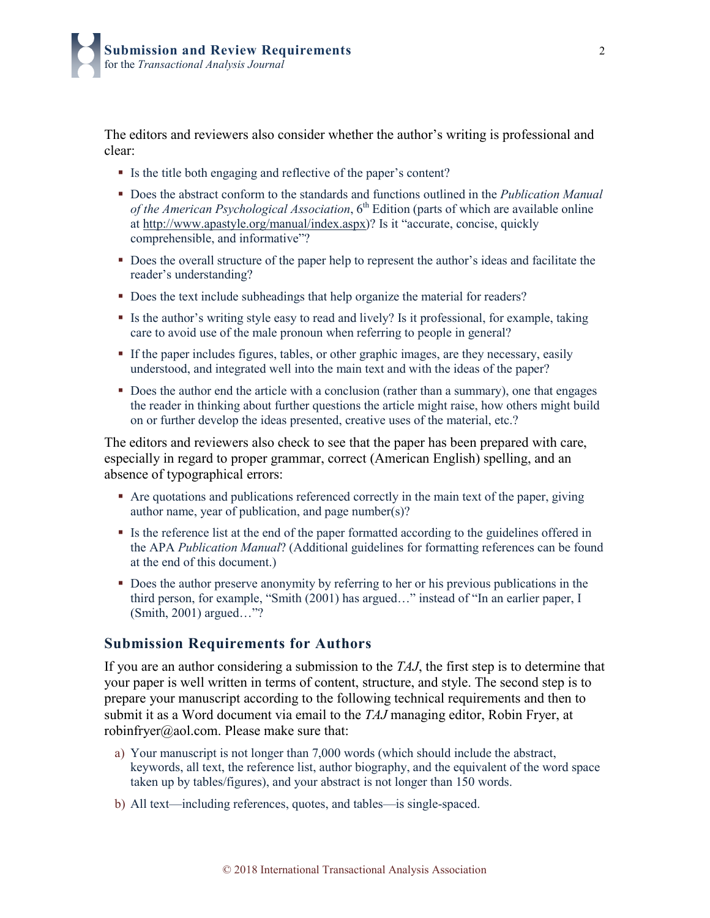The editors and reviewers also consider whether the author's writing is professional and clear:

- Is the title both engaging and reflective of the paper's content?
- Does the abstract conform to the standards and functions outlined in the *Publication Manual of the American Psychological Association*, 6th Edition (parts of which are available online at http://www.apastyle.org/manual/index.aspx)? Is it "accurate, concise, quickly comprehensible, and informative"?
- Does the overall structure of the paper help to represent the author's ideas and facilitate the reader's understanding?
- Does the text include subheadings that help organize the material for readers?
- Is the author's writing style easy to read and lively? Is it professional, for example, taking care to avoid use of the male pronoun when referring to people in general?
- If the paper includes figures, tables, or other graphic images, are they necessary, easily understood, and integrated well into the main text and with the ideas of the paper?
- Does the author end the article with a conclusion (rather than a summary), one that engages the reader in thinking about further questions the article might raise, how others might build on or further develop the ideas presented, creative uses of the material, etc.?

The editors and reviewers also check to see that the paper has been prepared with care, especially in regard to proper grammar, correct (American English) spelling, and an absence of typographical errors:

- Are quotations and publications referenced correctly in the main text of the paper, giving author name, year of publication, and page number(s)?
- Is the reference list at the end of the paper formatted according to the guidelines offered in the APA *Publication Manual*? (Additional guidelines for formatting references can be found at the end of this document.)
- Does the author preserve anonymity by referring to her or his previous publications in the third person, for example, "Smith (2001) has argued…" instead of "In an earlier paper, I (Smith, 2001) argued…"?

## Submission Requirements for Authors

If you are an author considering a submission to the *TAJ*, the first step is to determine that your paper is well written in terms of content, structure, and style. The second step is to prepare your manuscript according to the following technical requirements and then to submit it as a Word document via email to the *TAJ* managing editor, Robin Fryer, at robinfryer@aol.com. Please make sure that:

a) Your manuscript is not longer than 7,000 words (which should include the abstract, keywords, all text, the reference list, author biography, and the equivalent of the word space taken up by tables/figures), and your abstract is not longer than 150 words.

b) All text—including references, quotes, and tables—is single-spaced.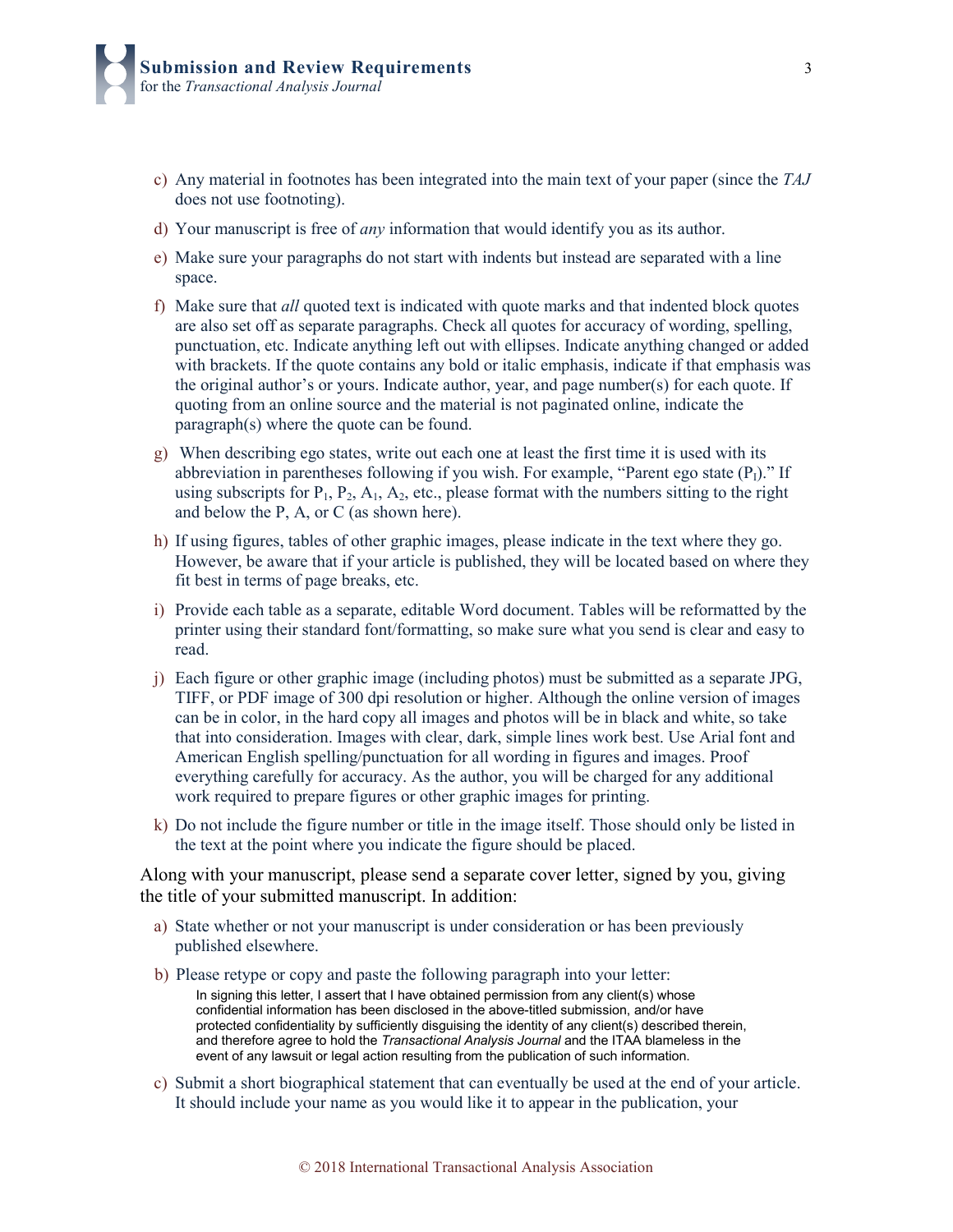c) Any material in footnotes has been integrated into the main text of your paper (since the *TAJ* does not use footnoting).

d) Your manuscript is free of *any* information that would identify you as its author.

e) Make sure your paragraphs do not start with indents but instead are separated with a line space.

f) Make sure that *all* quoted text is indicated with quote marks and that indented block quotes are also set off as separate paragraphs. Check all quotes for accuracy of wording, spelling, punctuation, etc. Indicate anything left out with ellipses. Indicate anything changed or added with brackets. If the quote contains any bold or italic emphasis, indicate if that emphasis was the original author's or yours. Indicate author, year, and page number(s) for each quote. If quoting from an online source and the material is not paginated online, indicate the paragraph(s) where the quote can be found.

g) When describing ego states, write out each one at least the first time it is used with its abbreviation in parentheses following if you wish. For example, "Parent ego state ($P_1$)." If using subscripts for $P_1$, $P_2$, $A_1$, $A_2$, etc., please format with the numbers sitting to the right and below the P, A, or C (as shown here).

h) If using figures, tables of other graphic images, please indicate in the text where they go. However, be aware that if your article is published, they will be located based on where they fit best in terms of page breaks, etc.

i) Provide each table as a separate, editable Word document. Tables will be reformatted by the printer using their standard font/formatting, so make sure what you send is clear and easy to read.

j) Each figure or other graphic image (including photos) must be submitted as a separate JPG, TIFF, or PDF image of 300 dpi resolution or higher. Although the online version of images can be in color, in the hard copy all images and photos will be in black and white, so take that into consideration. Images with clear, dark, simple lines work best. Use Arial font and American English spelling/punctuation for all wording in figures and images. Proof everything carefully for accuracy. As the author, you will be charged for any additional work required to prepare figures or other graphic images for printing.

k) Do not include the figure number or title in the image itself. Those should only be listed in the text at the point where you indicate the figure should be placed.

Along with your manuscript, please send a separate cover letter, signed by you, giving the title of your submitted manuscript. In addition:

a) State whether or not your manuscript is under consideration or has been previously published elsewhere.

b) Please retype or copy and paste the following paragraph into your letter:

> In signing this letter, I assert that I have obtained permission from any client(s) whose confidential information has been disclosed in the above-titled submission, and/or have protected confidentiality by sufficiently disguising the identity of any client(s) described therein, and therefore agree to hold the *Transactional Analysis Journal* and the ITAA blameless in the event of any lawsuit or legal action resulting from the publication of such information.

c) Submit a short biographical statement that can eventually be used at the end of your article. It should include your name as you would like it to appear in the publication, your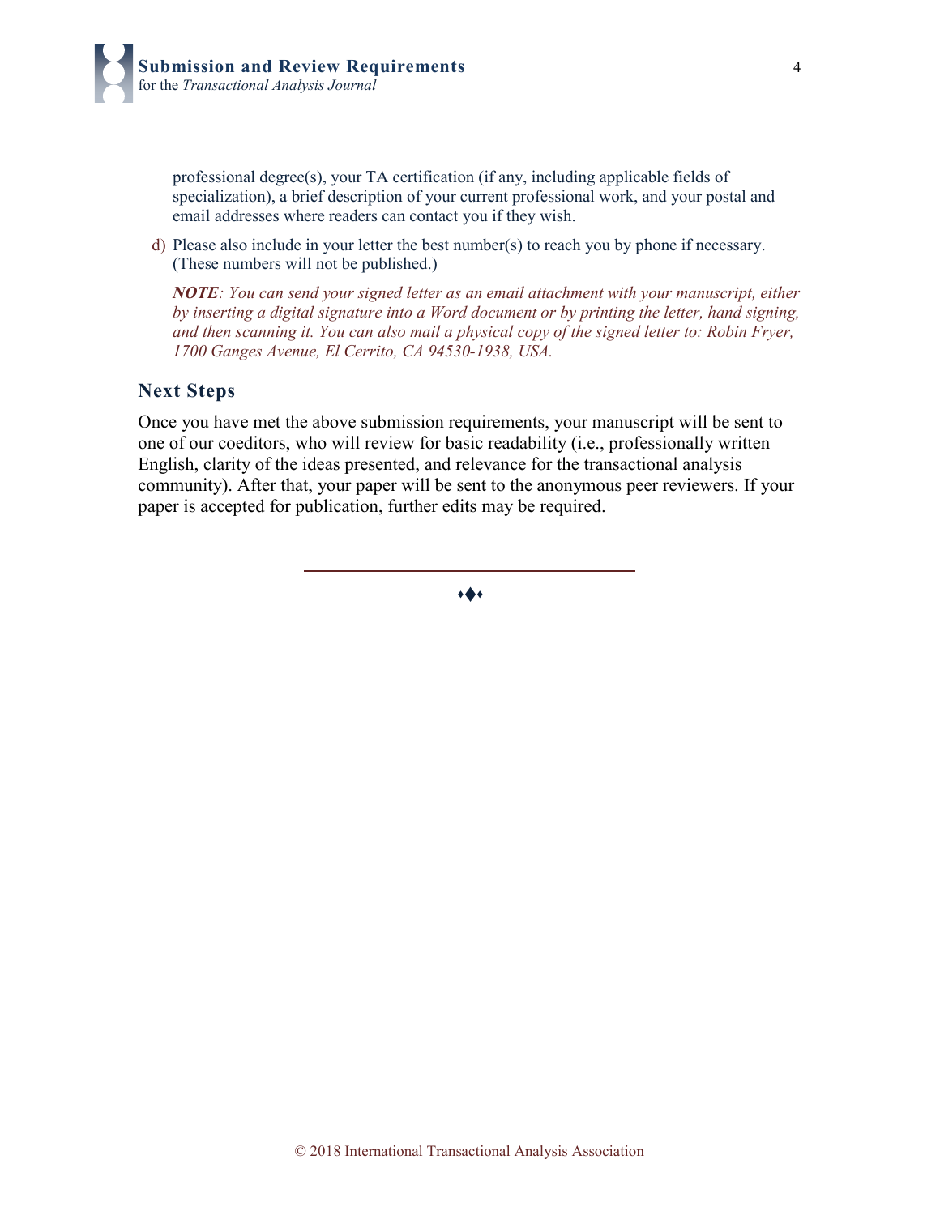professional degree(s), your TA certification (if any, including applicable fields of specialization), a brief description of your current professional work, and your postal and email addresses where readers can contact you if they wish.

d) Please also include in your letter the best number(s) to reach you by phone if necessary. (These numbers will not be published.)

***NOTE****: You can send your signed letter as an email attachment with your manuscript, either by inserting a digital signature into a Word document or by printing the letter, hand signing, and then scanning it. You can also mail a physical copy of the signed letter to: Robin Fryer, 1700 Ganges Avenue, El Cerrito, CA 94530-1938, USA.*

## Next Steps

Once you have met the above submission requirements, your manuscript will be sent to one of our coeditors, who will review for basic readability (i.e., professionally written English, clarity of the ideas presented, and relevance for the transactional analysis community). After that, your paper will be sent to the anonymous peer reviewers. If your paper is accepted for publication, further edits may be required.

---

⬩◆⬩

© 2018 International Transactional Analysis Association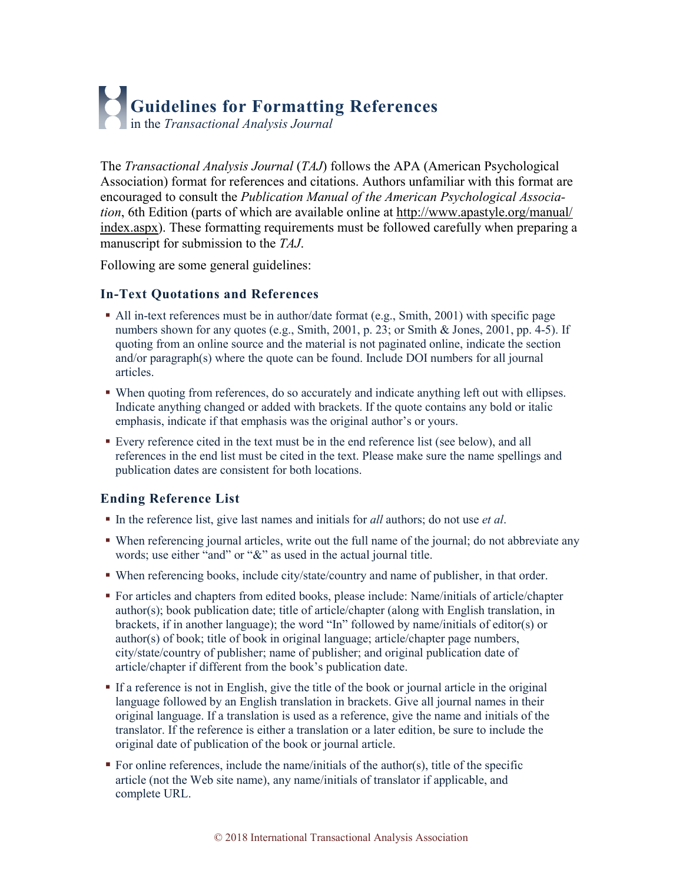# Guidelines for Formatting References

in the *Transactional Analysis Journal*

The *Transactional Analysis Journal* (*TAJ*) follows the APA (American Psychological Association) format for references and citations. Authors unfamiliar with this format are encouraged to consult the *Publication Manual of the American Psychological Association*, 6th Edition (parts of which are available online at http://www.apastyle.org/manual/index.aspx). These formatting requirements must be followed carefully when preparing a manuscript for submission to the *TAJ*.

Following are some general guidelines:

## In-Text Quotations and References

- All in-text references must be in author/date format (e.g., Smith, 2001) with specific page numbers shown for any quotes (e.g., Smith, 2001, p. 23; or Smith & Jones, 2001, pp. 4-5). If quoting from an online source and the material is not paginated online, indicate the section and/or paragraph(s) where the quote can be found. Include DOI numbers for all journal articles.
- When quoting from references, do so accurately and indicate anything left out with ellipses. Indicate anything changed or added with brackets. If the quote contains any bold or italic emphasis, indicate if that emphasis was the original author's or yours.
- Every reference cited in the text must be in the end reference list (see below), and all references in the end list must be cited in the text. Please make sure the name spellings and publication dates are consistent for both locations.

## Ending Reference List

- In the reference list, give last names and initials for *all* authors; do not use *et al*.
- When referencing journal articles, write out the full name of the journal; do not abbreviate any words; use either "and" or "&" as used in the actual journal title.
- When referencing books, include city/state/country and name of publisher, in that order.
- For articles and chapters from edited books, please include: Name/initials of article/chapter author(s); book publication date; title of article/chapter (along with English translation, in brackets, if in another language); the word "In" followed by name/initials of editor(s) or author(s) of book; title of book in original language; article/chapter page numbers, city/state/country of publisher; name of publisher; and original publication date of article/chapter if different from the book's publication date.
- If a reference is not in English, give the title of the book or journal article in the original language followed by an English translation in brackets. Give all journal names in their original language. If a translation is used as a reference, give the name and initials of the translator. If the reference is either a translation or a later edition, be sure to include the original date of publication of the book or journal article.
- For online references, include the name/initials of the author(s), title of the specific article (not the Web site name), any name/initials of translator if applicable, and complete URL.

© 2018 International Transactional Analysis Association